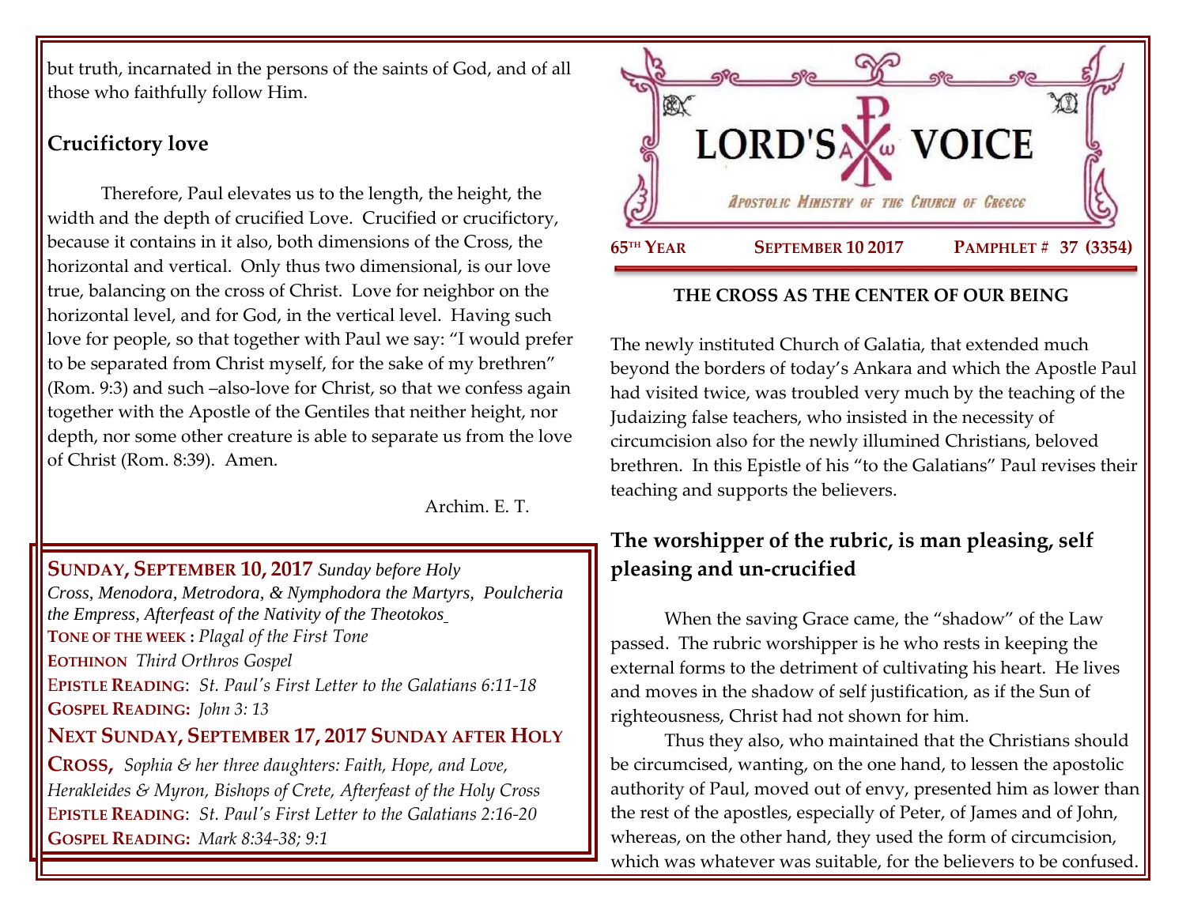# LORD'S VOICE

*Apostolic Ministry of the Church of Greece*

**65TH YEAR** | **SEPTEMBER 10 2017** | **PAMPHLET # 37 (3354)**

## THE CROSS AS THE CENTER OF OUR BEING

The newly instituted Church of Galatia, that extended much beyond the borders of today's Ankara and which the Apostle Paul had visited twice, was troubled very much by the teaching of the Judaizing false teachers, who insisted in the necessity of circumcision also for the newly illumined Christians, beloved brethren. In this Epistle of his "to the Galatians" Paul revises their teaching and supports the believers.

### The worshipper of the rubric, is man pleasing, self pleasing and un-crucified

When the saving Grace came, the "shadow" of the Law passed. The rubric worshipper is he who rests in keeping the external forms to the detriment of cultivating his heart. He lives and moves in the shadow of self justification, as if the Sun of righteousness, Christ had not shown for him.

Thus they also, who maintained that the Christians should be circumcised, wanting, on the one hand, to lessen the apostolic authority of Paul, moved out of envy, presented him as lower than the rest of the apostles, especially of Peter, of James and of John, whereas, on the other hand, they used the form of circumcision, which was whatever was suitable, for the believers to be confused.

but truth, incarnated in the persons of the saints of God, and of all those who faithfully follow Him.

### Crucifictory love

Therefore, Paul elevates us to the length, the height, the width and the depth of crucified Love. Crucified or crucifictory, because it contains in it also, both dimensions of the Cross, the horizontal and vertical. Only thus two dimensional, is our love true, balancing on the cross of Christ. Love for neighbor on the horizontal level, and for God, in the vertical level. Having such love for people, so that together with Paul we say: "I would prefer to be separated from Christ myself, for the sake of my brethren" (Rom. 9:3) and such –also-love for Christ, so that we confess again together with the Apostle of the Gentiles that neither height, nor depth, nor some other creature is able to separate us from the love of Christ (Rom. 8:39). Amen.

Archim. E. T.

---

**SUNDAY, SEPTEMBER 10, 2017** *Sunday before Holy Cross, Menodora, Metrodora, & Nymphodora the Martyrs, Poulcheria the Empress, Afterfeast of the Nativity of the Theotokos*

**TONE OF THE WEEK:** *Plagal of the First Tone*

**EOTHINON** *Third Orthros Gospel*

**EPISTLE READING**: *St. Paul's First Letter to the Galatians 6:11-18*

**GOSPEL READING:** *John 3: 13*

**NEXT SUNDAY, SEPTEMBER 17, 2017 SUNDAY AFTER HOLY CROSS,** *Sophia & her three daughters: Faith, Hope, and Love, Herakleides & Myron, Bishops of Crete, Afterfeast of the Holy Cross*

**EPISTLE READING**: *St. Paul's First Letter to the Galatians 2:16-20*

**GOSPEL READING:** *Mark 8:34-38; 9:1*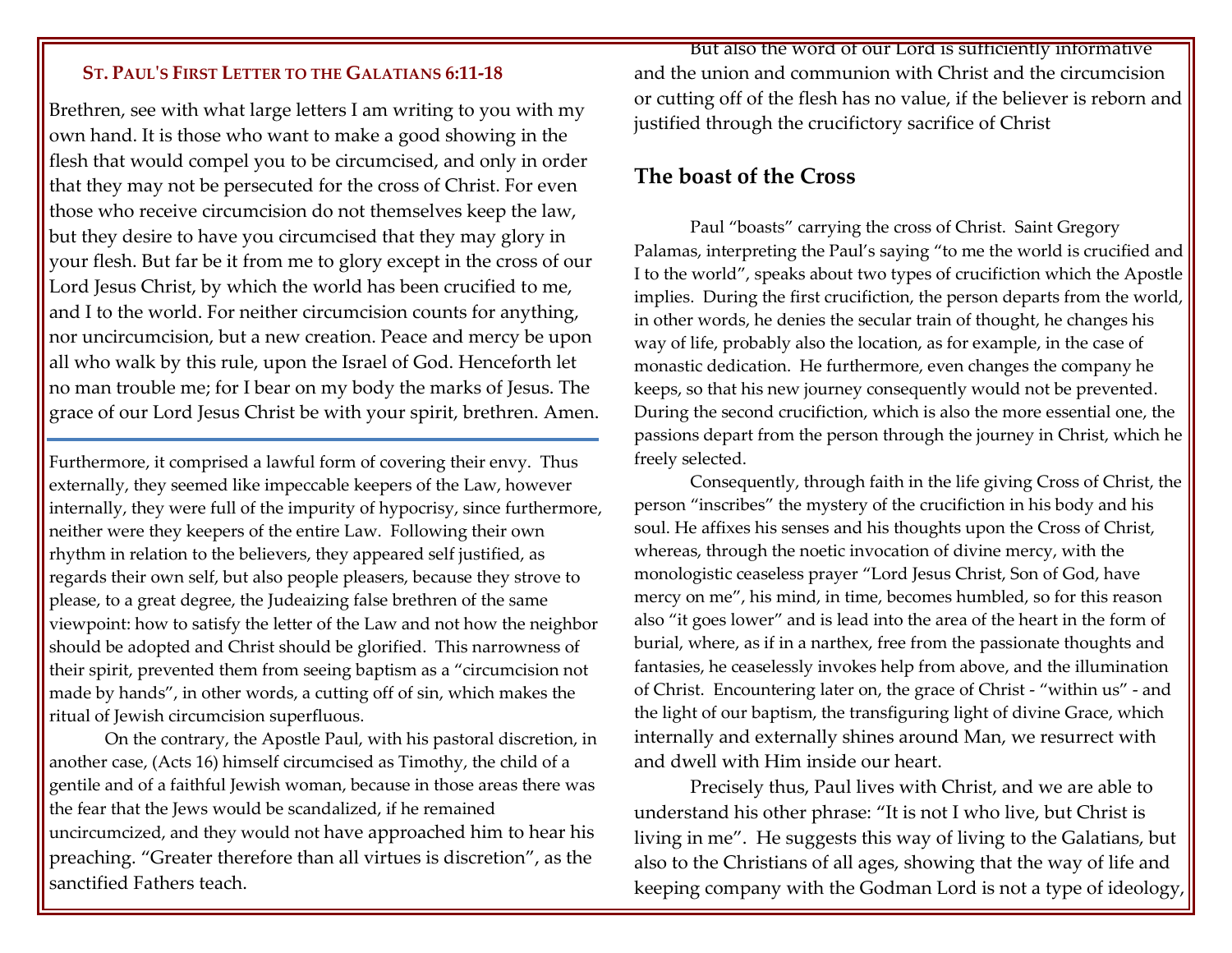### St. Paul's First Letter to the Galatians 6:11-18

Brethren, see with what large letters I am writing to you with my own hand. It is those who want to make a good showing in the flesh that would compel you to be circumcised, and only in order that they may not be persecuted for the cross of Christ. For even those who receive circumcision do not themselves keep the law, but they desire to have you circumcised that they may glory in your flesh. But far be it from me to glory except in the cross of our Lord Jesus Christ, by which the world has been crucified to me, and I to the world. For neither circumcision counts for anything, nor uncircumcision, but a new creation. Peace and mercy be upon all who walk by this rule, upon the Israel of God. Henceforth let no man trouble me; for I bear on my body the marks of Jesus. The grace of our Lord Jesus Christ be with your spirit, brethren. Amen.

---

Furthermore, it comprised a lawful form of covering their envy. Thus externally, they seemed like impeccable keepers of the Law, however internally, they were full of the impurity of hypocrisy, since furthermore, neither were they keepers of the entire Law. Following their own rhythm in relation to the believers, they appeared self justified, as regards their own self, but also people pleasers, because they strove to please, to a great degree, the Judeaizing false brethren of the same viewpoint: how to satisfy the letter of the Law and not how the neighbor should be adopted and Christ should be glorified. This narrowness of their spirit, prevented them from seeing baptism as a "circumcision not made by hands", in other words, a cutting off of sin, which makes the ritual of Jewish circumcision superfluous.

On the contrary, the Apostle Paul, with his pastoral discretion, in another case, (Acts 16) himself circumcised as Timothy, the child of a gentile and of a faithful Jewish woman, because in those areas there was the fear that the Jews would be scandalized, if he remained uncircumcized, and they would not have approached him to hear his preaching. "Greater therefore than all virtues is discretion", as the sanctified Fathers teach.

But also the word of our Lord is sufficiently informative and the union and communion with Christ and the circumcision or cutting off of the flesh has no value, if the believer is reborn and justified through the crucifictory sacrifice of Christ

## The boast of the Cross

Paul "boasts" carrying the cross of Christ. Saint Gregory Palamas, interpreting the Paul's saying "to me the world is crucified and I to the world", speaks about two types of crucifiction which the Apostle implies. During the first crucifiction, the person departs from the world, in other words, he denies the secular train of thought, he changes his way of life, probably also the location, as for example, in the case of monastic dedication. He furthermore, even changes the company he keeps, so that his new journey consequently would not be prevented. During the second crucifiction, which is also the more essential one, the passions depart from the person through the journey in Christ, which he freely selected.

Consequently, through faith in the life giving Cross of Christ, the person "inscribes" the mystery of the crucifiction in his body and his soul. He affixes his senses and his thoughts upon the Cross of Christ, whereas, through the noetic invocation of divine mercy, with the monologistic ceaseless prayer "Lord Jesus Christ, Son of God, have mercy on me", his mind, in time, becomes humbled, so for this reason also "it goes lower" and is lead into the area of the heart in the form of burial, where, as if in a narthex, free from the passionate thoughts and fantasies, he ceaselessly invokes help from above, and the illumination of Christ. Encountering later on, the grace of Christ - "within us" - and the light of our baptism, the transfiguring light of divine Grace, which internally and externally shines around Man, we resurrect with and dwell with Him inside our heart.

Precisely thus, Paul lives with Christ, and we are able to understand his other phrase: "It is not I who live, but Christ is living in me". He suggests this way of living to the Galatians, but also to the Christians of all ages, showing that the way of life and keeping company with the Godman Lord is not a type of ideology,